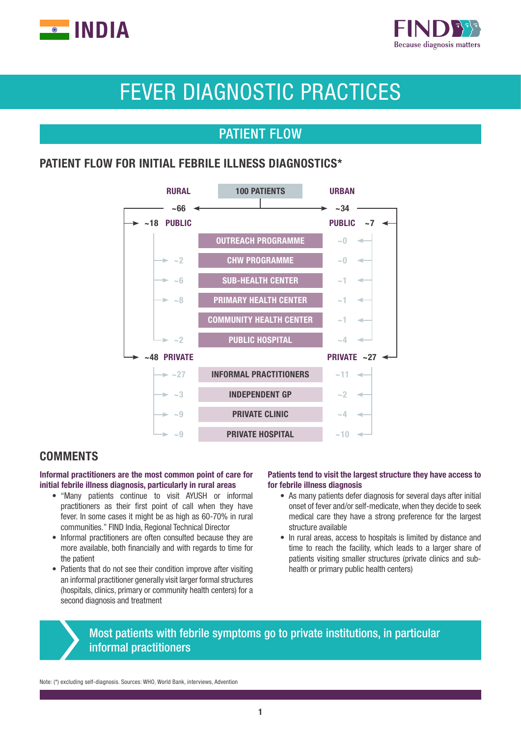# INDIA

# FEVER DIAGNOSTIC PRACTICES

## PATIENT FLOW

### PATIENT FLOW FOR INITIAL FEBRILE ILLNESS DIAGNOSTICS*

100 PATIENTS

| RURAL | | URBAN |
|---|---|---|
| ~66 | | ~34 |
| ~18 | **PUBLIC** | ~7 |
| | OUTREACH PROGRAMME | ~0 |
| ~2 | CHW PROGRAMME | ~0 |
| ~6 | SUB-HEALTH CENTER | ~1 |
| ~8 | PRIMARY HEALTH CENTER | ~1 |
| | COMMUNITY HEALTH CENTER | ~1 |
| ~2 | PUBLIC HOSPITAL | ~4 |
| ~48 | **PRIVATE** | ~27 |
| ~27 | INFORMAL PRACTITIONERS | ~11 |
| ~3 | INDEPENDENT GP | ~2 |
| ~9 | PRIVATE CLINIC | ~4 |
| ~9 | PRIVATE HOSPITAL | ~10 |

## COMMENTS

**Informal practitioners are the most common point of care for initial febrile illness diagnosis, particularly in rural areas**

- "Many patients continue to visit AYUSH or informal practitioners as their first point of call when they have fever. In some cases it might be as high as 60-70% in rural communities." FIND India, Regional Technical Director
- Informal practitioners are often consulted because they are more available, both financially and with regards to time for the patient
- Patients that do not see their condition improve after visiting an informal practitioner generally visit larger formal structures (hospitals, clinics, primary or community health centers) for a second diagnosis and treatment

**Patients tend to visit the largest structure they have access to for febrile illness diagnosis**

- As many patients defer diagnosis for several days after initial onset of fever and/or self-medicate, when they decide to seek medical care they have a strong preference for the largest structure available
- In rural areas, access to hospitals is limited by distance and time to reach the facility, which leads to a larger share of patients visiting smaller structures (private clinics and sub-health or primary public health centers)

**Most patients with febrile symptoms go to private institutions, in particular informal practitioners**

Note: (*) excluding self-diagnosis. Sources: WHO, World Bank, interviews, Advention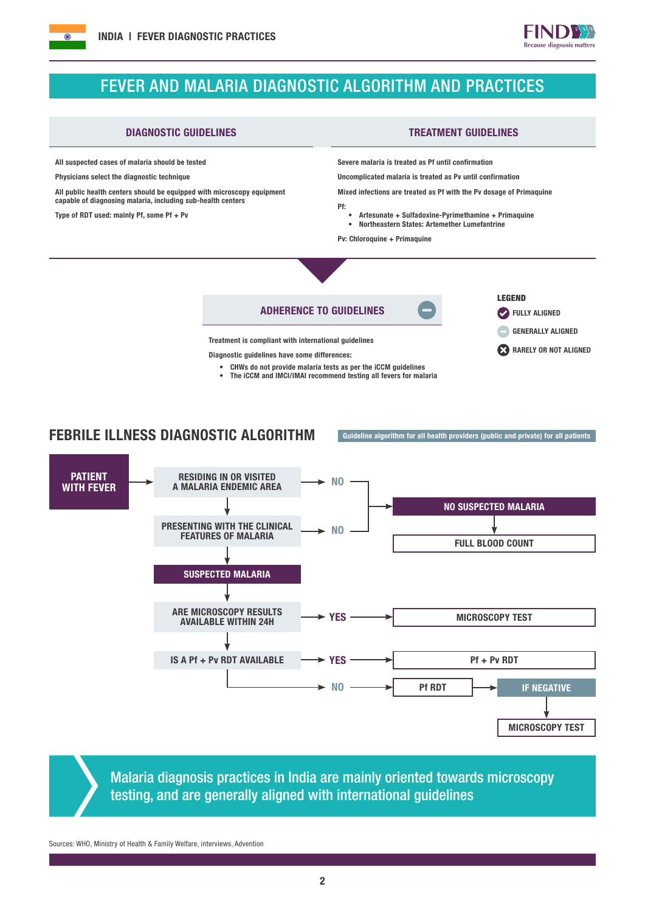# FEVER AND MALARIA DIAGNOSTIC ALGORITHM AND PRACTICES

## DIAGNOSTIC GUIDELINES

All suspected cases of malaria should be tested

Physicians select the diagnostic technique

All public health centers should be equipped with microscopy equipment capable of diagnosing malaria, including sub-health centers

Type of RDT used: mainly Pf, some Pf + Pv

## TREATMENT GUIDELINES

Severe malaria is treated as Pf until confirmation

Uncomplicated malaria is treated as Pv until confirmation

Mixed infections are treated as Pf with the Pv dosage of Primaquine

Pf:

- Artesunate + Sulfadoxine-Pyrimethamine + Primaquine
- Northeastern States: Artemether Lumefantrine

Pv: Chloroquine + Primaquine

## ADHERENCE TO GUIDELINES

Treatment is compliant with international guidelines

Diagnostic guidelines have some differences:

- CHWs do not provide malaria tests as per the iCCM guidelines
- The iCCM and IMCI/IMAI recommend testing all fevers for malaria

**LEGEND**

- FULLY ALIGNED
- GENERALLY ALIGNED
- RARELY OR NOT ALIGNED

## FEBRILE ILLNESS DIAGNOSTIC ALGORITHM

Guideline algorithm for all health providers (public and private) for all patients

- PATIENT WITH FEVER → RESIDING IN OR VISITED A MALARIA ENDEMIC AREA
  - NO → NO SUSPECTED MALARIA → FULL BLOOD COUNT
  - YES → PRESENTING WITH THE CLINICAL FEATURES OF MALARIA
    - NO → NO SUSPECTED MALARIA → FULL BLOOD COUNT
    - YES → SUSPECTED MALARIA → ARE MICROSCOPY RESULTS AVAILABLE WITHIN 24H
      - YES → MICROSCOPY TEST
      - NO → IS A Pf + Pv RDT AVAILABLE
        - YES → Pf + Pv RDT
        - NO → Pf RDT → IF NEGATIVE → MICROSCOPY TEST

Malaria diagnosis practices in India are mainly oriented towards microscopy testing, and are generally aligned with international guidelines

Sources: WHO, Ministry of Health & Family Welfare, interviews, Advention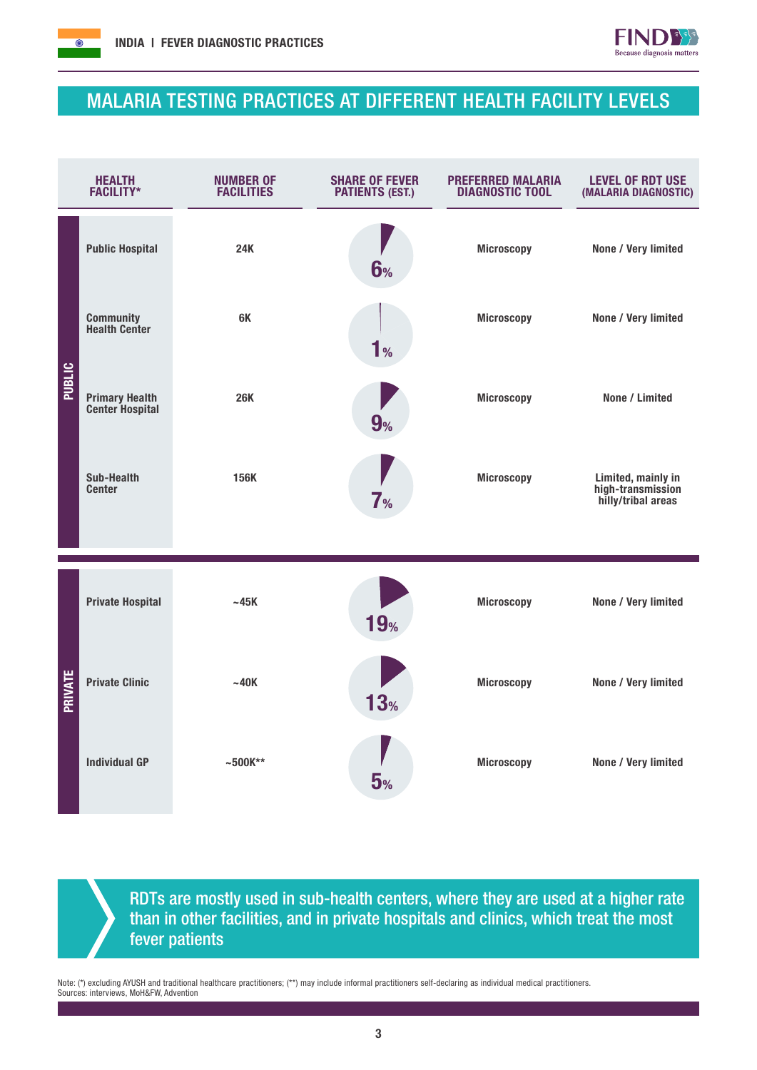## MALARIA TESTING PRACTICES AT DIFFERENT HEALTH FACILITY LEVELS

| | HEALTH FACILITY* | NUMBER OF FACILITIES | SHARE OF FEVER PATIENTS (EST.) | PREFERRED MALARIA DIAGNOSTIC TOOL | LEVEL OF RDT USE (MALARIA DIAGNOSTIC) |
|---|---|---|---|---|---|
| PUBLIC | Public Hospital | 24K | 6% | Microscopy | None / Very limited |
| PUBLIC | Community Health Center | 6K | 1% | Microscopy | None / Very limited |
| PUBLIC | Primary Health Center Hospital | 26K | 9% | Microscopy | None / Limited |
| PUBLIC | Sub-Health Center | 156K | 7% | Microscopy | Limited, mainly in high-transmission hilly/tribal areas |
| PRIVATE | Private Hospital | ~45K | 19% | Microscopy | None / Very limited |
| PRIVATE | Private Clinic | ~40K | 13% | Microscopy | None / Very limited |
| PRIVATE | Individual GP | ~500K** | 5% | Microscopy | None / Very limited |

RDTs are mostly used in sub-health centers, where they are used at a higher rate than in other facilities, and in private hospitals and clinics, which treat the most fever patients

Note: (*) excluding AYUSH and traditional healthcare practitioners; (**) may include informal practitioners self-declaring as individual medical practitioners.
Sources: interviews, MoH&FW, Advention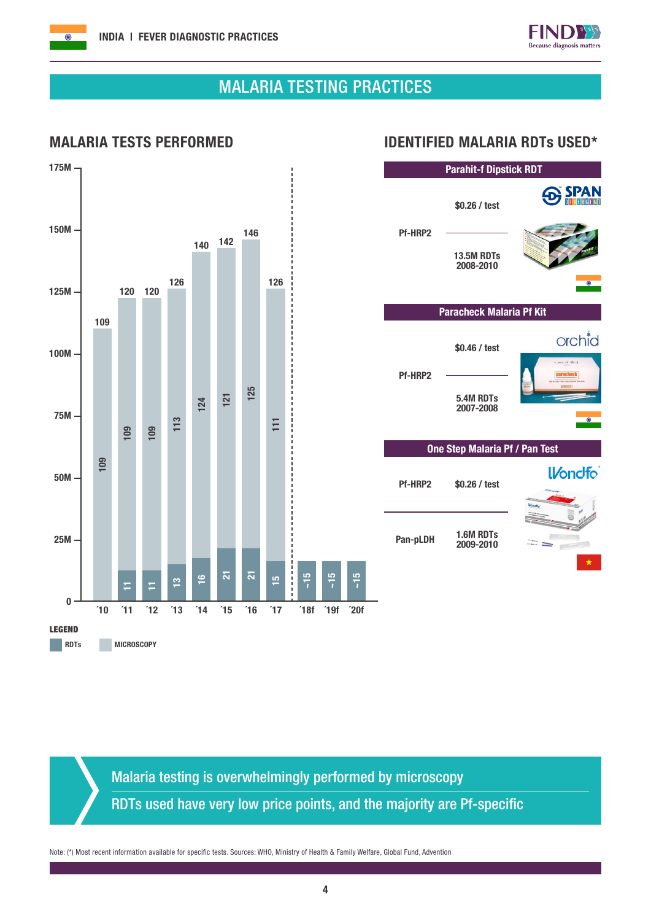# MALARIA TESTING PRACTICES

## MALARIA TESTS PERFORMED

| Year | Total | RDTs | Microscopy |
|---|---|---|---|
| ´10 | 109 | | 109 |
| ´11 | 120 | 11 | 109 |
| ´12 | 120 | 11 | 109 |
| ´13 | 126 | 13 | 113 |
| ´14 | 140 | 16 | 124 |
| ´15 | 142 | 21 | 121 |
| ´16 | 146 | 21 | 125 |
| ´17 | 126 | 15 | 111 |
| ´18f | | ~15 | |
| ´19f | | ~15 | |
| ´20f | | ~15 | |

LEGEND: RDTs, MICROSCOPY

## IDENTIFIED MALARIA RDTs USED*

### Parahit-f Dipstick RDT

Pf-HRP2 — $0.26 / test — 13.5M RDTs 2008-2010 (SPAN Divergent, India)

### Paracheck Malaria Pf Kit

Pf-HRP2 — $0.46 / test — 5.4M RDTs 2007-2008 (orchid, India)

### One Step Malaria Pf / Pan Test

Pf-HRP2 / Pan-pLDH — $0.26 / test — 1.6M RDTs 2009-2010 (Wondfo, Vietnam)

---

Malaria testing is overwhelmingly performed by microscopy

RDTs used have very low price points, and the majority are Pf-specific

Note: (*) Most recent information available for specific tests. Sources: WHO, Ministry of Health & Family Welfare, Global Fund, Advention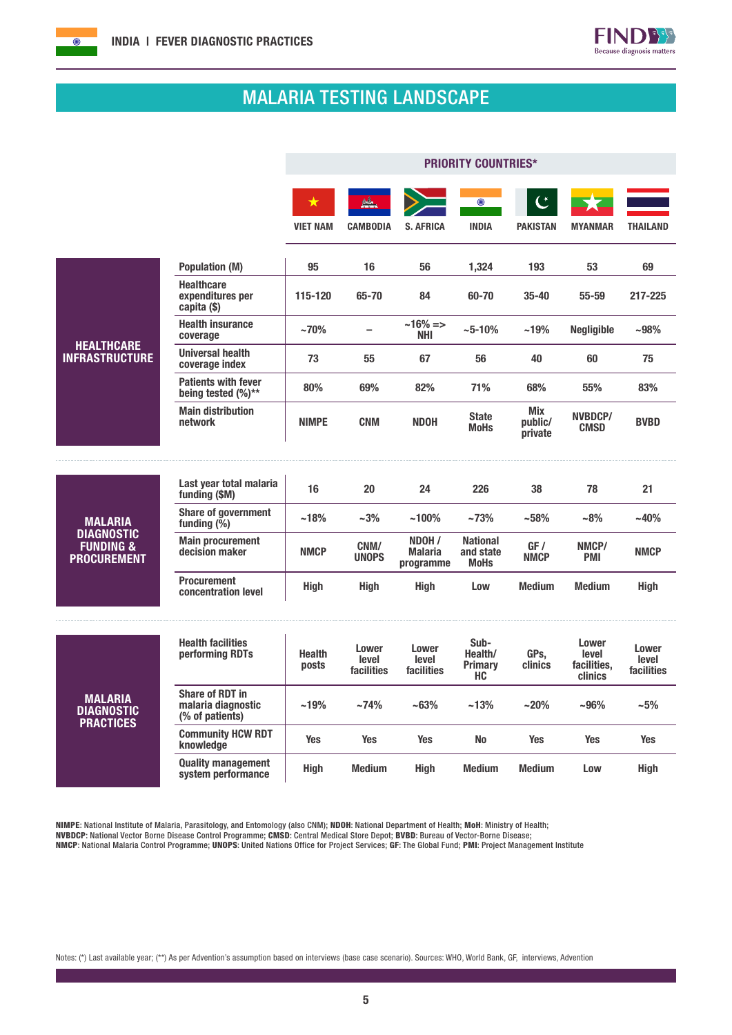# MALARIA TESTING LANDSCAPE

| | | PRIORITY COUNTRIES* | | | | | | |
|---|---|---|---|---|---|---|---|---|
| | | VIET NAM | CAMBODIA | S. AFRICA | INDIA | PAKISTAN | MYANMAR | THAILAND |
| **HEALTHCARE INFRASTRUCTURE** | Population (M) | 95 | 16 | 56 | 1,324 | 193 | 53 | 69 |
| | Healthcare expenditures per capita ($) | 115-120 | 65-70 | 84 | 60-70 | 35-40 | 55-59 | 217-225 |
| | Health insurance coverage | ~70% | – | ~16% => NHI | ~5-10% | ~19% | Negligible | ~98% |
| | Universal health coverage index | 73 | 55 | 67 | 56 | 40 | 60 | 75 |
| | Patients with fever being tested (%)** | 80% | 69% | 82% | 71% | 68% | 55% | 83% |
| | Main distribution network | NIMPE | CNM | NDOH | State MoHs | Mix public/ private | NVBDCP/ CMSD | BVBD |
| **MALARIA DIAGNOSTIC FUNDING & PROCUREMENT** | Last year total malaria funding ($M) | 16 | 20 | 24 | 226 | 38 | 78 | 21 |
| | Share of government funding (%) | ~18% | ~3% | ~100% | ~73% | ~58% | ~8% | ~40% |
| | Main procurement decision maker | NMCP | CNM/ UNOPS | NDOH / Malaria programme | National and state MoHs | GF / NMCP | NMCP/ PMI | NMCP |
| | Procurement concentration level | High | High | High | Low | Medium | Medium | High |
| **MALARIA DIAGNOSTIC PRACTICES** | Health facilities performing RDTs | Health posts | Lower level facilities | Lower level facilities | Sub-Health/ Primary HC | GPs, clinics | Lower level facilities, clinics | Lower level facilities |
| | Share of RDT in malaria diagnostic (% of patients) | ~19% | ~74% | ~63% | ~13% | ~20% | ~96% | ~5% |
| | Community HCW RDT knowledge | Yes | Yes | Yes | No | Yes | Yes | Yes |
| | Quality management system performance | High | Medium | High | Medium | Medium | Low | High |

**NIMPE**: National Institute of Malaria, Parasitology, and Entomology (also CNM); **NDOH**: National Department of Health; **MoH**: Ministry of Health; **NVBDCP**: National Vector Borne Disease Control Programme; **CMSD**: Central Medical Store Depot; **BVBD**: Bureau of Vector-Borne Disease; **NMCP**: National Malaria Control Programme; **UNOPS**: United Nations Office for Project Services; **GF**: The Global Fund; **PMI**: Project Management Institute

Notes: (*) Last available year; (**) As per Advention's assumption based on interviews (base case scenario). Sources: WHO, World Bank, GF, interviews, Advention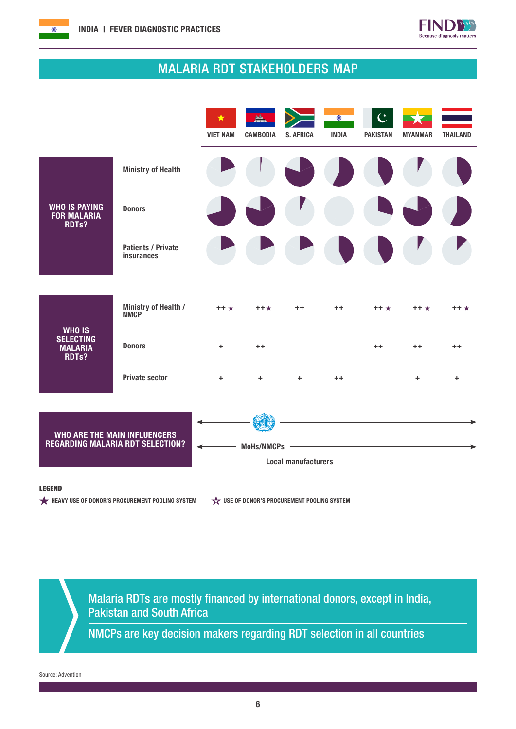## MALARIA RDT STAKEHOLDERS MAP

| | | VIET NAM | CAMBODIA | S. AFRICA | INDIA | PAKISTAN | MYANMAR | THAILAND |
|---|---|---|---|---|---|---|---|---|
| **WHO IS PAYING FOR MALARIA RDTs?** | Ministry of Health | | | | | | | |
| | Donors | | | | | | | |
| | Patients / Private insurances | | | | | | | |
| **WHO IS SELECTING MALARIA RDTs?** | Ministry of Health / NMCP | ++ ★ | ++★ | ++ | ++ | ++ ★ | ++ ★ | ++ ★ |
| | Donors | + | ++ | | | ++ | ++ | ++ |
| | Private sector | + | + | + | ++ | | + | + |

**WHO ARE THE MAIN INFLUENCERS REGARDING MALARIA RDT SELECTION?**

- WHO
- MoHs/NMCPs
- Local manufacturers

**LEGEND**

★ HEAVY USE OF DONOR'S PROCUREMENT POOLING SYSTEM

☆ USE OF DONOR'S PROCUREMENT POOLING SYSTEM

Malaria RDTs are mostly financed by international donors, except in India, Pakistan and South Africa

NMCPs are key decision makers regarding RDT selection in all countries

Source: Advention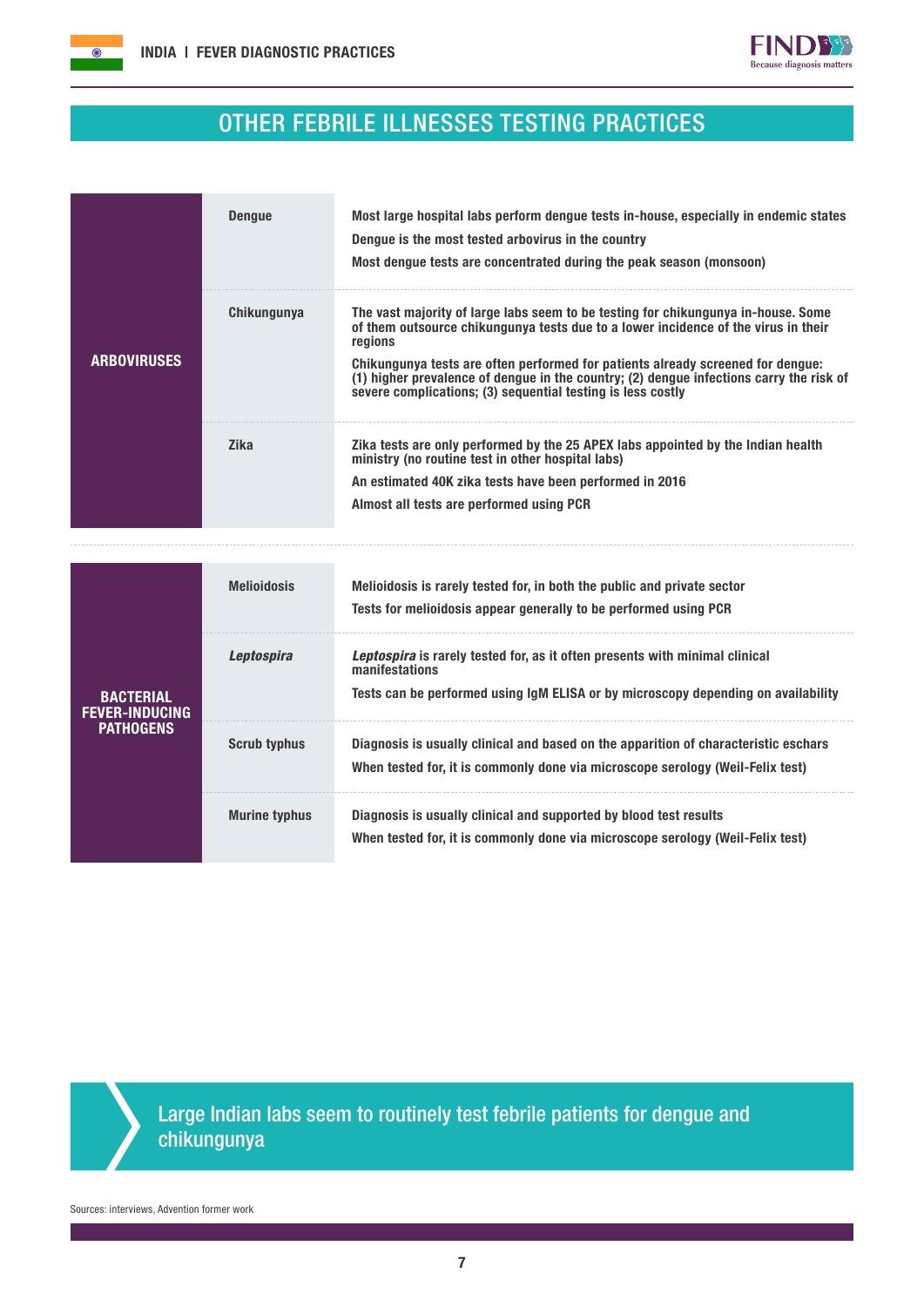## OTHER FEBRILE ILLNESSES TESTING PRACTICES

| Category | Pathogen | Testing practices |
|---|---|---|
| **ARBOVIRUSES** | **Dengue** | Most large hospital labs perform dengue tests in-house, especially in endemic states<br>Dengue is the most tested arbovirus in the country<br>Most dengue tests are concentrated during the peak season (monsoon) |
| | **Chikungunya** | The vast majority of large labs seem to be testing for chikungunya in-house. Some of them outsource chikungunya tests due to a lower incidence of the virus in their regions<br>Chikungunya tests are often performed for patients already screened for dengue: (1) higher prevalence of dengue in the country; (2) dengue infections carry the risk of severe complications; (3) sequential testing is less costly |
| | **Zika** | Zika tests are only performed by the 25 APEX labs appointed by the Indian health ministry (no routine test in other hospital labs)<br>An estimated 40K zika tests have been performed in 2016<br>Almost all tests are performed using PCR |
| **BACTERIAL FEVER-INDUCING PATHOGENS** | **Melioidosis** | Melioidosis is rarely tested for, in both the public and private sector<br>Tests for melioidosis appear generally to be performed using PCR |
| | ***Leptospira*** | *Leptospira* is rarely tested for, as it often presents with minimal clinical manifestations<br>Tests can be performed using IgM ELISA or by microscopy depending on availability |
| | **Scrub typhus** | Diagnosis is usually clinical and based on the apparition of characteristic eschars<br>When tested for, it is commonly done via microscope serology (Weil-Felix test) |
| | **Murine typhus** | Diagnosis is usually clinical and supported by blood test results<br>When tested for, it is commonly done via microscope serology (Weil-Felix test) |

> Large Indian labs seem to routinely test febrile patients for dengue and chikungunya

Sources: interviews, Advention former work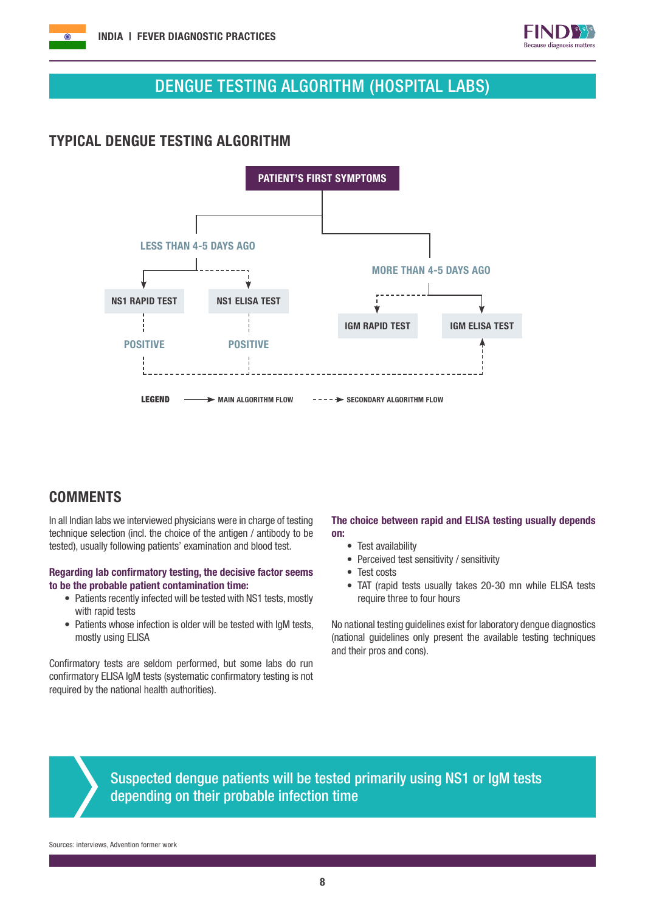# DENGUE TESTING ALGORITHM (HOSPITAL LABS)

## TYPICAL DENGUE TESTING ALGORITHM

PATIENT'S FIRST SYMPTOMS

LESS THAN 4-5 DAYS AGO

NS1 RAPID TEST

NS1 ELISA TEST

POSITIVE

POSITIVE

MORE THAN 4-5 DAYS AGO

IGM RAPID TEST

IGM ELISA TEST

LEGEND — MAIN ALGORITHM FLOW - - - SECONDARY ALGORITHM FLOW

## COMMENTS

In all Indian labs we interviewed physicians were in charge of testing technique selection (incl. the choice of the antigen / antibody to be tested), usually following patients' examination and blood test.

**Regarding lab confirmatory testing, the decisive factor seems to be the probable patient contamination time:**

- Patients recently infected will be tested with NS1 tests, mostly with rapid tests
- Patients whose infection is older will be tested with IgM tests, mostly using ELISA

Confirmatory tests are seldom performed, but some labs do run confirmatory ELISA IgM tests (systematic confirmatory testing is not required by the national health authorities).

**The choice between rapid and ELISA testing usually depends on:**

- Test availability
- Perceived test sensitivity / sensitivity
- Test costs
- TAT (rapid tests usually takes 20-30 mn while ELISA tests require three to four hours

No national testing guidelines exist for laboratory dengue diagnostics (national guidelines only present the available testing techniques and their pros and cons).

Suspected dengue patients will be tested primarily using NS1 or IgM tests depending on their probable infection time

Sources: interviews, Advention former work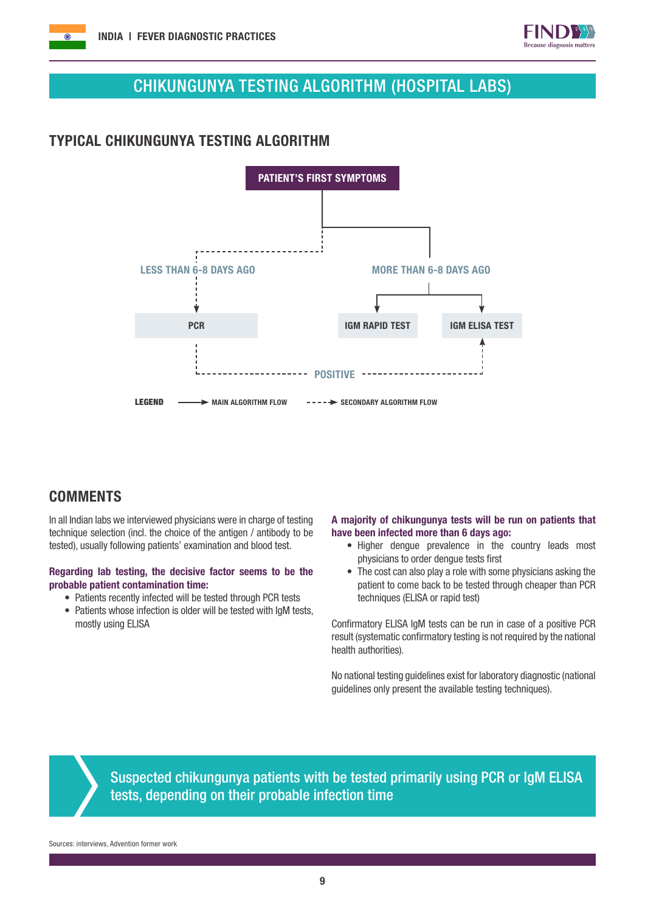# CHIKUNGUNYA TESTING ALGORITHM (HOSPITAL LABS)

## TYPICAL CHIKUNGUNYA TESTING ALGORITHM

PATIENT'S FIRST SYMPTOMS

LESS THAN 6-8 DAYS AGO

MORE THAN 6-8 DAYS AGO

PCR

IGM RAPID TEST

IGM ELISA TEST

POSITIVE

LEGEND

MAIN ALGORITHM FLOW

SECONDARY ALGORITHM FLOW

## COMMENTS

In all Indian labs we interviewed physicians were in charge of testing technique selection (incl. the choice of the antigen / antibody to be tested), usually following patients' examination and blood test.

**Regarding lab testing, the decisive factor seems to be the probable patient contamination time:**

- Patients recently infected will be tested through PCR tests
- Patients whose infection is older will be tested with IgM tests, mostly using ELISA

**A majority of chikungunya tests will be run on patients that have been infected more than 6 days ago:**

- Higher dengue prevalence in the country leads most physicians to order dengue tests first
- The cost can also play a role with some physicians asking the patient to come back to be tested through cheaper than PCR techniques (ELISA or rapid test)

Confirmatory ELISA IgM tests can be run in case of a positive PCR result (systematic confirmatory testing is not required by the national health authorities).

No national testing guidelines exist for laboratory diagnostic (national guidelines only present the available testing techniques).

Suspected chikungunya patients with be tested primarily using PCR or IgM ELISA tests, depending on their probable infection time

Sources: interviews, Advention former work